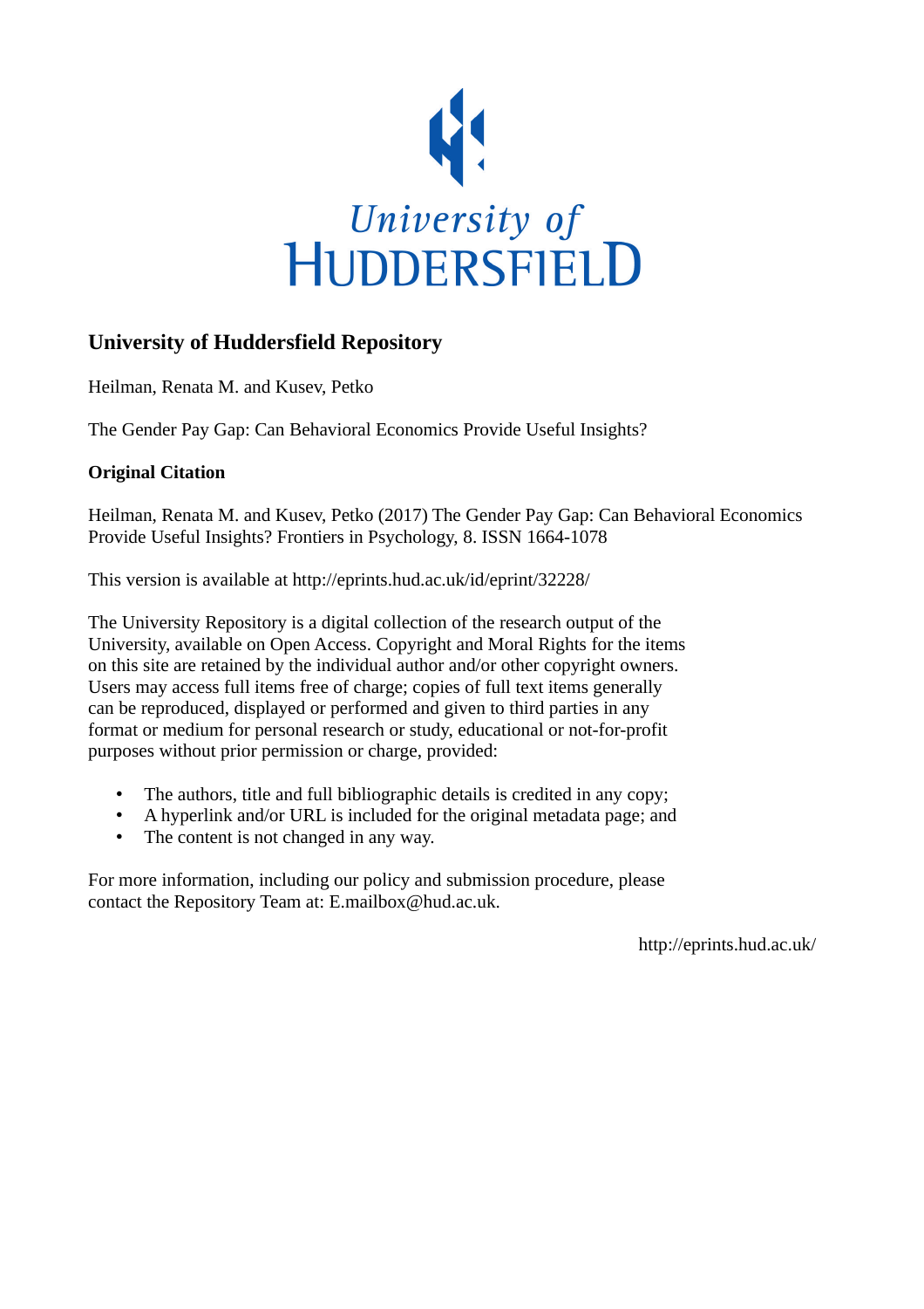University of HUDDERSFIELD

## University of Huddersfield Repository

Heilman, Renata M. and Kusev, Petko

The Gender Pay Gap: Can Behavioral Economics Provide Useful Insights?

### Original Citation

Heilman, Renata M. and Kusev, Petko (2017) The Gender Pay Gap: Can Behavioral Economics Provide Useful Insights? Frontiers in Psychology, 8. ISSN 1664-1078

This version is available at http://eprints.hud.ac.uk/id/eprint/32228/

The University Repository is a digital collection of the research output of the University, available on Open Access. Copyright and Moral Rights for the items on this site are retained by the individual author and/or other copyright owners. Users may access full items free of charge; copies of full text items generally can be reproduced, displayed or performed and given to third parties in any format or medium for personal research or study, educational or not-for-profit purposes without prior permission or charge, provided:

- The authors, title and full bibliographic details is credited in any copy;
- A hyperlink and/or URL is included for the original metadata page; and
- The content is not changed in any way.

For more information, including our policy and submission procedure, please contact the Repository Team at: E.mailbox@hud.ac.uk.

http://eprints.hud.ac.uk/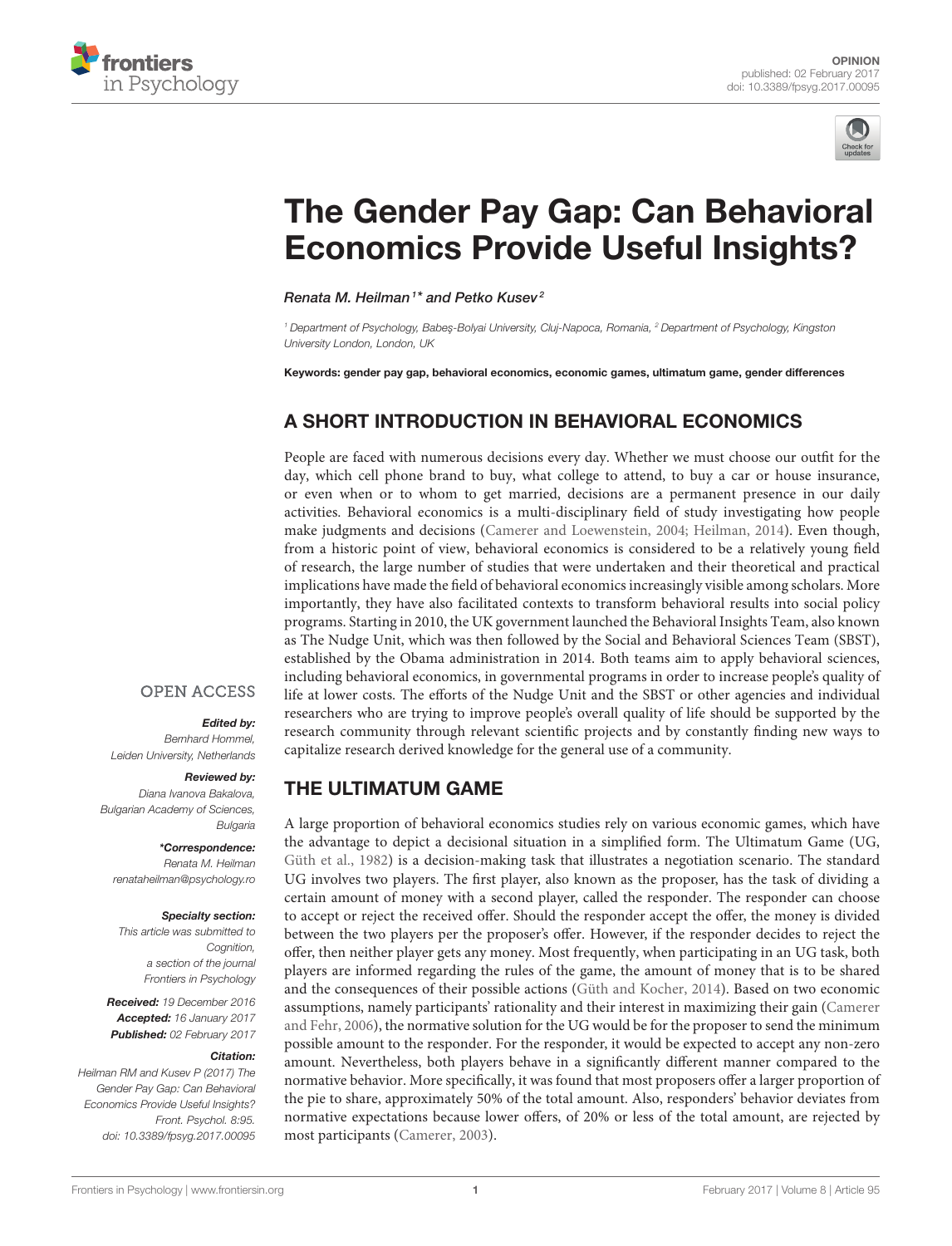# The Gender Pay Gap: Can Behavioral Economics Provide Useful Insights?

*Renata M. Heilman[1]\* and Petko Kusev[2]*

[1] Department of Psychology, Babeş-Bolyai University, Cluj-Napoca, Romania, [2] Department of Psychology, Kingston University London, London, UK

**Keywords: gender pay gap, behavioral economics, economic games, ultimatum game, gender differences**

OPEN ACCESS

***Edited by:***
*Bernhard Hommel, Leiden University, Netherlands*

***Reviewed by:***
*Diana Ivanova Bakalova, Bulgarian Academy of Sciences, Bulgaria*

***\*Correspondence:***
*Renata M. Heilman*
*renataheilman@psychology.ro*

***Specialty section:***
*This article was submitted to Cognition, a section of the journal Frontiers in Psychology*

***Received:*** *19 December 2016*
***Accepted:*** *16 January 2017*
***Published:*** *02 February 2017*

***Citation:***
*Heilman RM and Kusev P (2017) The Gender Pay Gap: Can Behavioral Economics Provide Useful Insights? Front. Psychol. 8:95. doi: 10.3389/fpsyg.2017.00095*

## A SHORT INTRODUCTION IN BEHAVIORAL ECONOMICS

People are faced with numerous decisions every day. Whether we must choose our outfit for the day, which cell phone brand to buy, what college to attend, to buy a car or house insurance, or even when or to whom to get married, decisions are a permanent presence in our daily activities. Behavioral economics is a multi-disciplinary field of study investigating how people make judgments and decisions (Camerer and Loewenstein, 2004; Heilman, 2014). Even though, from a historic point of view, behavioral economics is considered to be a relatively young field of research, the large number of studies that were undertaken and their theoretical and practical implications have made the field of behavioral economics increasingly visible among scholars. More importantly, they have also facilitated contexts to transform behavioral results into social policy programs. Starting in 2010, the UK government launched the Behavioral Insights Team, also known as The Nudge Unit, which was then followed by the Social and Behavioral Sciences Team (SBST), established by the Obama administration in 2014. Both teams aim to apply behavioral sciences, including behavioral economics, in governmental programs in order to increase people's quality of life at lower costs. The efforts of the Nudge Unit and the SBST or other agencies and individual researchers who are trying to improve people's overall quality of life should be supported by the research community through relevant scientific projects and by constantly finding new ways to capitalize research derived knowledge for the general use of a community.

## THE ULTIMATUM GAME

A large proportion of behavioral economics studies rely on various economic games, which have the advantage to depict a decisional situation in a simplified form. The Ultimatum Game (UG, Güth et al., 1982) is a decision-making task that illustrates a negotiation scenario. The standard UG involves two players. The first player, also known as the proposer, has the task of dividing a certain amount of money with a second player, called the responder. The responder can choose to accept or reject the received offer. Should the responder accept the offer, the money is divided between the two players per the proposer's offer. However, if the responder decides to reject the offer, then neither player gets any money. Most frequently, when participating in an UG task, both players are informed regarding the rules of the game, the amount of money that is to be shared and the consequences of their possible actions (Güth and Kocher, 2014). Based on two economic assumptions, namely participants' rationality and their interest in maximizing their gain (Camerer and Fehr, 2006), the normative solution for the UG would be for the proposer to send the minimum possible amount to the responder. For the responder, it would be expected to accept any non-zero amount. Nevertheless, both players behave in a significantly different manner compared to the normative behavior. More specifically, it was found that most proposers offer a larger proportion of the pie to share, approximately 50% of the total amount. Also, responders' behavior deviates from normative expectations because lower offers, of 20% or less of the total amount, are rejected by most participants (Camerer, 2003).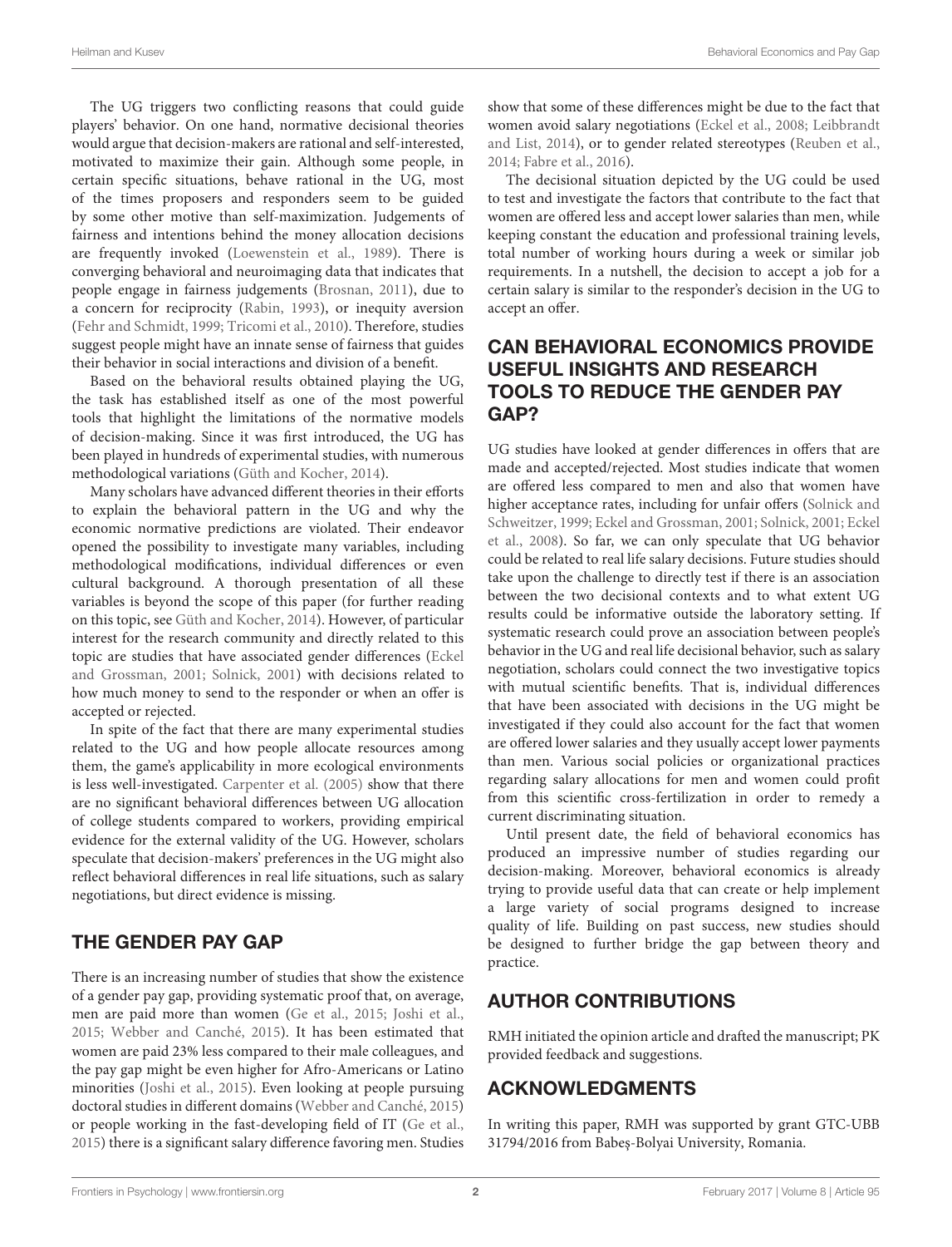The UG triggers two conflicting reasons that could guide players' behavior. On one hand, normative decisional theories would argue that decision-makers are rational and self-interested, motivated to maximize their gain. Although some people, in certain specific situations, behave rational in the UG, most of the times proposers and responders seem to be guided by some other motive than self-maximization. Judgements of fairness and intentions behind the money allocation decisions are frequently invoked (Loewenstein et al., 1989). There is converging behavioral and neuroimaging data that indicates that people engage in fairness judgements (Brosnan, 2011), due to a concern for reciprocity (Rabin, 1993), or inequity aversion (Fehr and Schmidt, 1999; Tricomi et al., 2010). Therefore, studies suggest people might have an innate sense of fairness that guides their behavior in social interactions and division of a benefit.

Based on the behavioral results obtained playing the UG, the task has established itself as one of the most powerful tools that highlight the limitations of the normative models of decision-making. Since it was first introduced, the UG has been played in hundreds of experimental studies, with numerous methodological variations (Güth and Kocher, 2014).

Many scholars have advanced different theories in their efforts to explain the behavioral pattern in the UG and why the economic normative predictions are violated. Their endeavor opened the possibility to investigate many variables, including methodological modifications, individual differences or even cultural background. A thorough presentation of all these variables is beyond the scope of this paper (for further reading on this topic, see Güth and Kocher, 2014). However, of particular interest for the research community and directly related to this topic are studies that have associated gender differences (Eckel and Grossman, 2001; Solnick, 2001) with decisions related to how much money to send to the responder or when an offer is accepted or rejected.

In spite of the fact that there are many experimental studies related to the UG and how people allocate resources among them, the game's applicability in more ecological environments is less well-investigated. Carpenter et al. (2005) show that there are no significant behavioral differences between UG allocation of college students compared to workers, providing empirical evidence for the external validity of the UG. However, scholars speculate that decision-makers' preferences in the UG might also reflect behavioral differences in real life situations, such as salary negotiations, but direct evidence is missing.

## THE GENDER PAY GAP

There is an increasing number of studies that show the existence of a gender pay gap, providing systematic proof that, on average, men are paid more than women (Ge et al., 2015; Joshi et al., 2015; Webber and Canché, 2015). It has been estimated that women are paid 23% less compared to their male colleagues, and the pay gap might be even higher for Afro-Americans or Latino minorities (Joshi et al., 2015). Even looking at people pursuing doctoral studies in different domains (Webber and Canché, 2015) or people working in the fast-developing field of IT (Ge et al., 2015) there is a significant salary difference favoring men. Studies show that some of these differences might be due to the fact that women avoid salary negotiations (Eckel et al., 2008; Leibbrandt and List, 2014), or to gender related stereotypes (Reuben et al., 2014; Fabre et al., 2016).

The decisional situation depicted by the UG could be used to test and investigate the factors that contribute to the fact that women are offered less and accept lower salaries than men, while keeping constant the education and professional training levels, total number of working hours during a week or similar job requirements. In a nutshell, the decision to accept a job for a certain salary is similar to the responder's decision in the UG to accept an offer.

## CAN BEHAVIORAL ECONOMICS PROVIDE USEFUL INSIGHTS AND RESEARCH TOOLS TO REDUCE THE GENDER PAY GAP?

UG studies have looked at gender differences in offers that are made and accepted/rejected. Most studies indicate that women are offered less compared to men and also that women have higher acceptance rates, including for unfair offers (Solnick and Schweitzer, 1999; Eckel and Grossman, 2001; Solnick, 2001; Eckel et al., 2008). So far, we can only speculate that UG behavior could be related to real life salary decisions. Future studies should take upon the challenge to directly test if there is an association between the two decisional contexts and to what extent UG results could be informative outside the laboratory setting. If systematic research could prove an association between people's behavior in the UG and real life decisional behavior, such as salary negotiation, scholars could connect the two investigative topics with mutual scientific benefits. That is, individual differences that have been associated with decisions in the UG might be investigated if they could also account for the fact that women are offered lower salaries and they usually accept lower payments than men. Various social policies or organizational practices regarding salary allocations for men and women could profit from this scientific cross-fertilization in order to remedy a current discriminating situation.

Until present date, the field of behavioral economics has produced an impressive number of studies regarding our decision-making. Moreover, behavioral economics is already trying to provide useful data that can create or help implement a large variety of social programs designed to increase quality of life. Building on past success, new studies should be designed to further bridge the gap between theory and practice.

## AUTHOR CONTRIBUTIONS

RMH initiated the opinion article and drafted the manuscript; PK provided feedback and suggestions.

## ACKNOWLEDGMENTS

In writing this paper, RMH was supported by grant GTC-UBB 31794/2016 from Babeş-Bolyai University, Romania.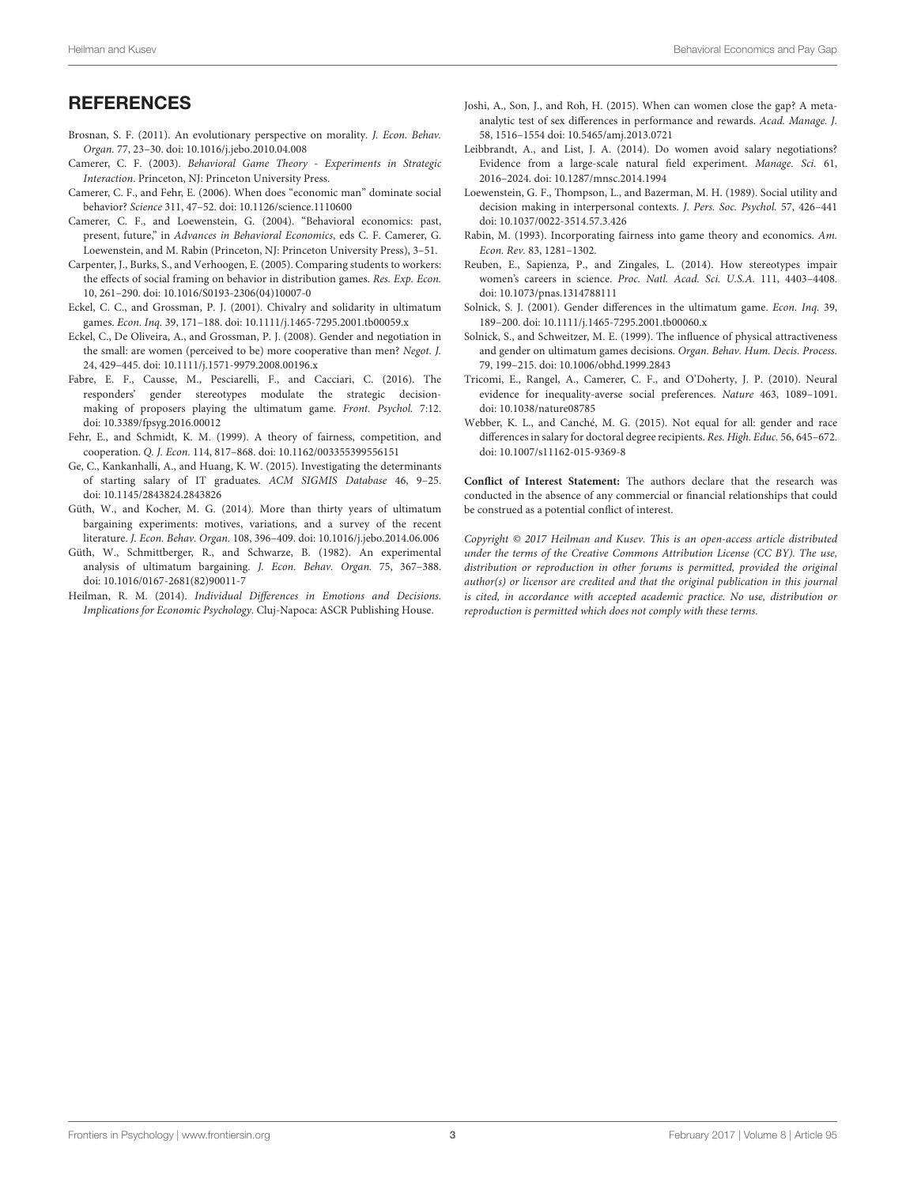## REFERENCES

Brosnan, S. F. (2011). An evolutionary perspective on morality. *J. Econ. Behav. Organ.* 77, 23–30. doi: 10.1016/j.jebo.2010.04.008

Camerer, C. F. (2003). *Behavioral Game Theory - Experiments in Strategic Interaction*. Princeton, NJ: Princeton University Press.

Camerer, C. F., and Fehr, E. (2006). When does "economic man" dominate social behavior? *Science* 311, 47–52. doi: 10.1126/science.1110600

Camerer, C. F., and Loewenstein, G. (2004). "Behavioral economics: past, present, future," in *Advances in Behavioral Economics*, eds C. F. Camerer, G. Loewenstein, and M. Rabin (Princeton, NJ: Princeton University Press), 3–51.

Carpenter, J., Burks, S., and Verhoogen, E. (2005). Comparing students to workers: the effects of social framing on behavior in distribution games. *Res. Exp. Econ.* 10, 261–290. doi: 10.1016/S0193-2306(04)10007-0

Eckel, C. C., and Grossman, P. J. (2001). Chivalry and solidarity in ultimatum games. *Econ. Inq.* 39, 171–188. doi: 10.1111/j.1465-7295.2001.tb00059.x

Eckel, C., De Oliveira, A., and Grossman, P. J. (2008). Gender and negotiation in the small: are women (perceived to be) more cooperative than men? *Negot. J.* 24, 429–445. doi: 10.1111/j.1571-9979.2008.00196.x

Fabre, E. F., Causse, M., Pesciarelli, F., and Cacciari, C. (2016). The responders' gender stereotypes modulate the strategic decision-making of proposers playing the ultimatum game. *Front. Psychol.* 7:12. doi: 10.3389/fpsyg.2016.00012

Fehr, E., and Schmidt, K. M. (1999). A theory of fairness, competition, and cooperation. *Q. J. Econ.* 114, 817–868. doi: 10.1162/003355399556151

Ge, C., Kankanhalli, A., and Huang, K. W. (2015). Investigating the determinants of starting salary of IT graduates. *ACM SIGMIS Database* 46, 9–25. doi: 10.1145/2843824.2843826

Güth, W., and Kocher, M. G. (2014). More than thirty years of ultimatum bargaining experiments: motives, variations, and a survey of the recent literature. *J. Econ. Behav. Organ.* 108, 396–409. doi: 10.1016/j.jebo.2014.06.006

Güth, W., Schmittberger, R., and Schwarze, B. (1982). An experimental analysis of ultimatum bargaining. *J. Econ. Behav. Organ.* 75, 367–388. doi: 10.1016/0167-2681(82)90011-7

Heilman, R. M. (2014). *Individual Differences in Emotions and Decisions. Implications for Economic Psychology*. Cluj-Napoca: ASCR Publishing House.

Joshi, A., Son, J., and Roh, H. (2015). When can women close the gap? A meta-analytic test of sex differences in performance and rewards. *Acad. Manage. J.* 58, 1516–1554 doi: 10.5465/amj.2013.0721

Leibbrandt, A., and List, J. A. (2014). Do women avoid salary negotiations? Evidence from a large-scale natural field experiment. *Manage. Sci.* 61, 2016–2024. doi: 10.1287/mnsc.2014.1994

Loewenstein, G. F., Thompson, L., and Bazerman, M. H. (1989). Social utility and decision making in interpersonal contexts. *J. Pers. Soc. Psychol.* 57, 426–441 doi: 10.1037/0022-3514.57.3.426

Rabin, M. (1993). Incorporating fairness into game theory and economics. *Am. Econ. Rev.* 83, 1281–1302.

Reuben, E., Sapienza, P., and Zingales, L. (2014). How stereotypes impair women's careers in science. *Proc. Natl. Acad. Sci. U.S.A.* 111, 4403–4408. doi: 10.1073/pnas.1314788111

Solnick, S. J. (2001). Gender differences in the ultimatum game. *Econ. Inq.* 39, 189–200. doi: 10.1111/j.1465-7295.2001.tb00060.x

Solnick, S., and Schweitzer, M. E. (1999). The influence of physical attractiveness and gender on ultimatum games decisions. *Organ. Behav. Hum. Decis. Process.* 79, 199–215. doi: 10.1006/obhd.1999.2843

Tricomi, E., Rangel, A., Camerer, C. F., and O'Doherty, J. P. (2010). Neural evidence for inequality-averse social preferences. *Nature* 463, 1089–1091. doi: 10.1038/nature08785

Webber, K. L., and Canché, M. G. (2015). Not equal for all: gender and race differences in salary for doctoral degree recipients. *Res. High. Educ.* 56, 645–672. doi: 10.1007/s11162-015-9369-8

**Conflict of Interest Statement:** The authors declare that the research was conducted in the absence of any commercial or financial relationships that could be construed as a potential conflict of interest.

*Copyright © 2017 Heilman and Kusev. This is an open-access article distributed under the terms of the Creative Commons Attribution License (CC BY). The use, distribution or reproduction in other forums is permitted, provided the original author(s) or licensor are credited and that the original publication in this journal is cited, in accordance with accepted academic practice. No use, distribution or reproduction is permitted which does not comply with these terms.*